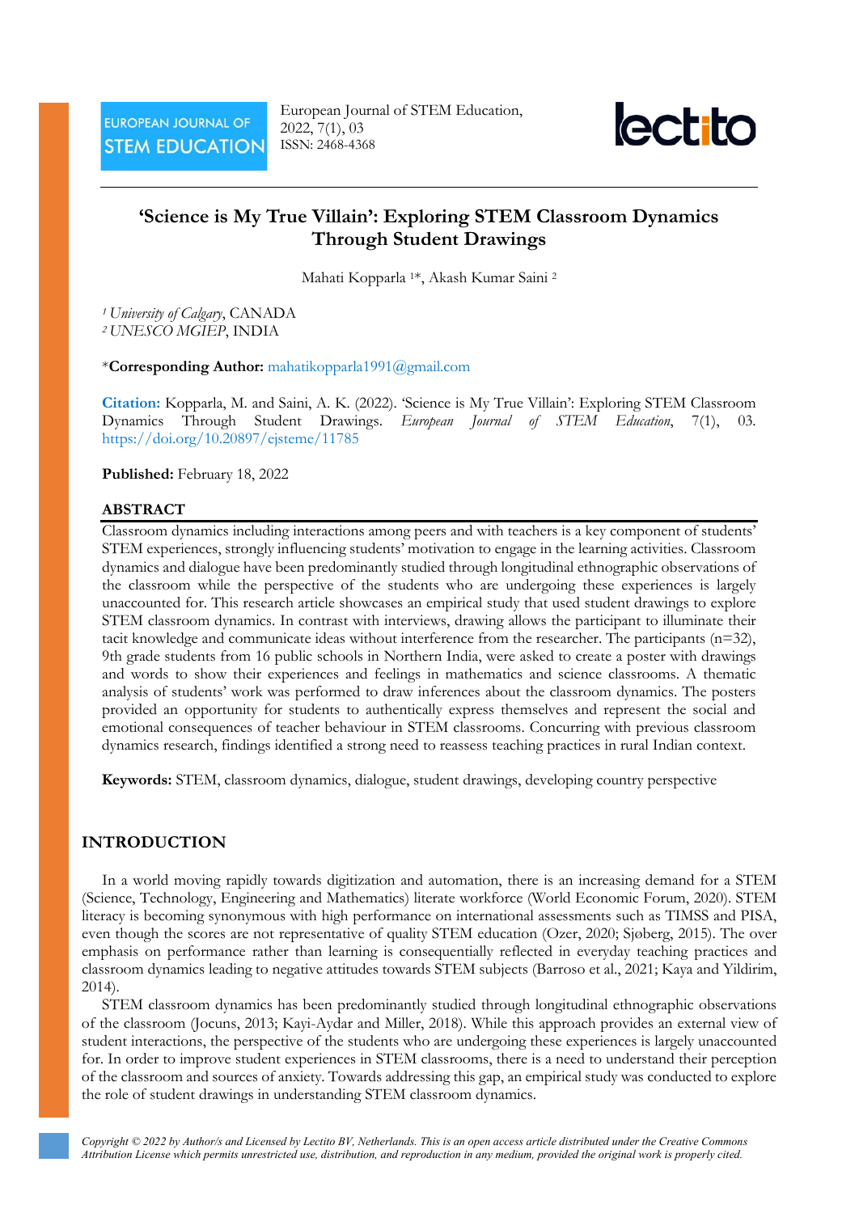EUROPEAN JOURNAL OF STEM EDUCATION

European Journal of STEM Education, 2022, 7(1), 03
ISSN: 2468-4368

# 'Science is My True Villain': Exploring STEM Classroom Dynamics Through Student Drawings

Mahati Kopparla [1]*, Akash Kumar Saini [2]

[1] *University of Calgary*, CANADA
[2] *UNESCO MGIEP*, INDIA

*__Corresponding Author:__ mahatikopparla1991@gmail.com

**Citation:** Kopparla, M. and Saini, A. K. (2022). 'Science is My True Villain': Exploring STEM Classroom Dynamics Through Student Drawings. *European Journal of STEM Education*, 7(1), 03. https://doi.org/10.20897/ejsteme/11785

**Published:** February 18, 2022

## ABSTRACT

Classroom dynamics including interactions among peers and with teachers is a key component of students' STEM experiences, strongly influencing students' motivation to engage in the learning activities. Classroom dynamics and dialogue have been predominantly studied through longitudinal ethnographic observations of the classroom while the perspective of the students who are undergoing these experiences is largely unaccounted for. This research article showcases an empirical study that used student drawings to explore STEM classroom dynamics. In contrast with interviews, drawing allows the participant to illuminate their tacit knowledge and communicate ideas without interference from the researcher. The participants (n=32), 9th grade students from 16 public schools in Northern India, were asked to create a poster with drawings and words to show their experiences and feelings in mathematics and science classrooms. A thematic analysis of students' work was performed to draw inferences about the classroom dynamics. The posters provided an opportunity for students to authentically express themselves and represent the social and emotional consequences of teacher behaviour in STEM classrooms. Concurring with previous classroom dynamics research, findings identified a strong need to reassess teaching practices in rural Indian context.

**Keywords:** STEM, classroom dynamics, dialogue, student drawings, developing country perspective

## INTRODUCTION

In a world moving rapidly towards digitization and automation, there is an increasing demand for a STEM (Science, Technology, Engineering and Mathematics) literate workforce (World Economic Forum, 2020). STEM literacy is becoming synonymous with high performance on international assessments such as TIMSS and PISA, even though the scores are not representative of quality STEM education (Ozer, 2020; Sjøberg, 2015). The over emphasis on performance rather than learning is consequentially reflected in everyday teaching practices and classroom dynamics leading to negative attitudes towards STEM subjects (Barroso et al., 2021; Kaya and Yildirim, 2014).

STEM classroom dynamics has been predominantly studied through longitudinal ethnographic observations of the classroom (Jocuns, 2013; Kayi-Aydar and Miller, 2018). While this approach provides an external view of student interactions, the perspective of the students who are undergoing these experiences is largely unaccounted for. In order to improve student experiences in STEM classrooms, there is a need to understand their perception of the classroom and sources of anxiety. Towards addressing this gap, an empirical study was conducted to explore the role of student drawings in understanding STEM classroom dynamics.

*Copyright © 2022 by Author/s and Licensed by Lectito BV, Netherlands. This is an open access article distributed under the Creative Commons Attribution License which permits unrestricted use, distribution, and reproduction in any medium, provided the original work is properly cited.*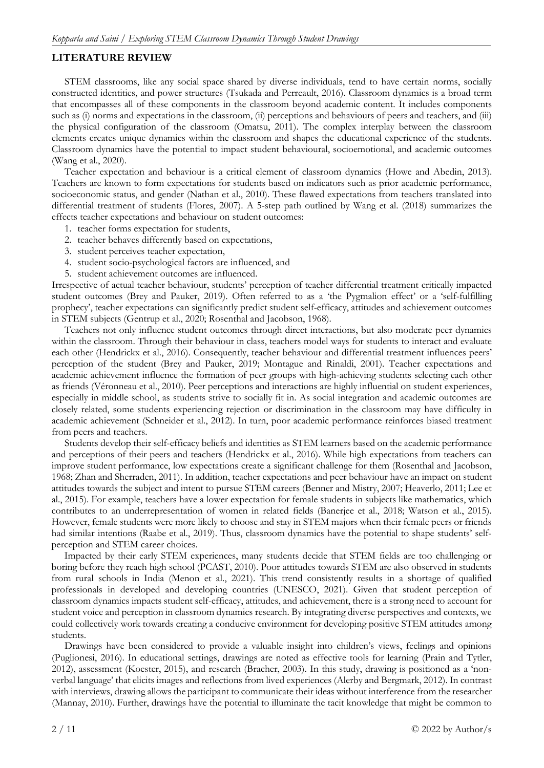## LITERATURE REVIEW

STEM classrooms, like any social space shared by diverse individuals, tend to have certain norms, socially constructed identities, and power structures (Tsukada and Perreault, 2016). Classroom dynamics is a broad term that encompasses all of these components in the classroom beyond academic content. It includes components such as (i) norms and expectations in the classroom, (ii) perceptions and behaviours of peers and teachers, and (iii) the physical configuration of the classroom (Omatsu, 2011). The complex interplay between the classroom elements creates unique dynamics within the classroom and shapes the educational experience of the students. Classroom dynamics have the potential to impact student behavioural, socioemotional, and academic outcomes (Wang et al., 2020).

Teacher expectation and behaviour is a critical element of classroom dynamics (Howe and Abedin, 2013). Teachers are known to form expectations for students based on indicators such as prior academic performance, socioeconomic status, and gender (Nathan et al., 2010). These flawed expectations from teachers translated into differential treatment of students (Flores, 2007). A 5-step path outlined by Wang et al. (2018) summarizes the effects teacher expectations and behaviour on student outcomes:

1. teacher forms expectation for students,
2. teacher behaves differently based on expectations,
3. student perceives teacher expectation,
4. student socio-psychological factors are influenced, and
5. student achievement outcomes are influenced.

Irrespective of actual teacher behaviour, students' perception of teacher differential treatment critically impacted student outcomes (Brey and Pauker, 2019). Often referred to as a 'the Pygmalion effect' or a 'self-fulfilling prophecy', teacher expectations can significantly predict student self-efficacy, attitudes and achievement outcomes in STEM subjects (Gentrup et al., 2020; Rosenthal and Jacobson, 1968).

Teachers not only influence student outcomes through direct interactions, but also moderate peer dynamics within the classroom. Through their behaviour in class, teachers model ways for students to interact and evaluate each other (Hendrickx et al., 2016). Consequently, teacher behaviour and differential treatment influences peers' perception of the student (Brey and Pauker, 2019; Montague and Rinaldi, 2001). Teacher expectations and academic achievement influence the formation of peer groups with high-achieving students selecting each other as friends (Véronneau et al., 2010). Peer perceptions and interactions are highly influential on student experiences, especially in middle school, as students strive to socially fit in. As social integration and academic outcomes are closely related, some students experiencing rejection or discrimination in the classroom may have difficulty in academic achievement (Schneider et al., 2012). In turn, poor academic performance reinforces biased treatment from peers and teachers.

Students develop their self-efficacy beliefs and identities as STEM learners based on the academic performance and perceptions of their peers and teachers (Hendrickx et al., 2016). While high expectations from teachers can improve student performance, low expectations create a significant challenge for them (Rosenthal and Jacobson, 1968; Zhan and Sherraden, 2011). In addition, teacher expectations and peer behaviour have an impact on student attitudes towards the subject and intent to pursue STEM careers (Benner and Mistry, 2007; Heaverlo, 2011; Lee et al., 2015). For example, teachers have a lower expectation for female students in subjects like mathematics, which contributes to an underrepresentation of women in related fields (Banerjee et al., 2018; Watson et al., 2015). However, female students were more likely to choose and stay in STEM majors when their female peers or friends had similar intentions (Raabe et al., 2019). Thus, classroom dynamics have the potential to shape students' self-perception and STEM career choices.

Impacted by their early STEM experiences, many students decide that STEM fields are too challenging or boring before they reach high school (PCAST, 2010). Poor attitudes towards STEM are also observed in students from rural schools in India (Menon et al., 2021). This trend consistently results in a shortage of qualified professionals in developed and developing countries (UNESCO, 2021). Given that student perception of classroom dynamics impacts student self-efficacy, attitudes, and achievement, there is a strong need to account for student voice and perception in classroom dynamics research. By integrating diverse perspectives and contexts, we could collectively work towards creating a conducive environment for developing positive STEM attitudes among students.

Drawings have been considered to provide a valuable insight into children's views, feelings and opinions (Puglionesi, 2016). In educational settings, drawings are noted as effective tools for learning (Prain and Tytler, 2012), assessment (Koester, 2015), and research (Bracher, 2003). In this study, drawing is positioned as a 'non-verbal language' that elicits images and reflections from lived experiences (Alerby and Bergmark, 2012). In contrast with interviews, drawing allows the participant to communicate their ideas without interference from the researcher (Mannay, 2010). Further, drawings have the potential to illuminate the tacit knowledge that might be common to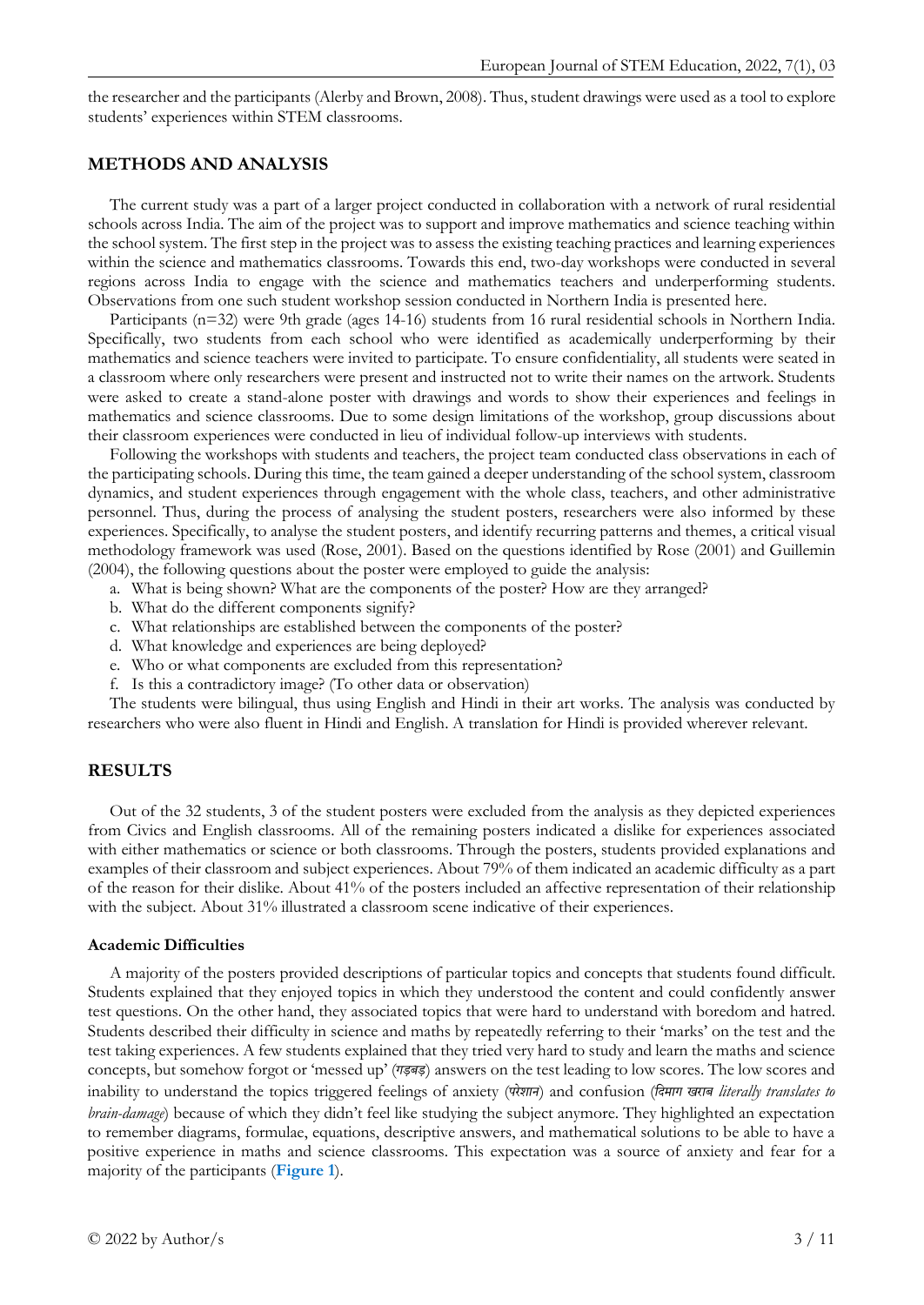the researcher and the participants (Alerby and Brown, 2008). Thus, student drawings were used as a tool to explore students' experiences within STEM classrooms.

## METHODS AND ANALYSIS

The current study was a part of a larger project conducted in collaboration with a network of rural residential schools across India. The aim of the project was to support and improve mathematics and science teaching within the school system. The first step in the project was to assess the existing teaching practices and learning experiences within the science and mathematics classrooms. Towards this end, two-day workshops were conducted in several regions across India to engage with the science and mathematics teachers and underperforming students. Observations from one such student workshop session conducted in Northern India is presented here.

Participants (n=32) were 9th grade (ages 14-16) students from 16 rural residential schools in Northern India. Specifically, two students from each school who were identified as academically underperforming by their mathematics and science teachers were invited to participate. To ensure confidentiality, all students were seated in a classroom where only researchers were present and instructed not to write their names on the artwork. Students were asked to create a stand-alone poster with drawings and words to show their experiences and feelings in mathematics and science classrooms. Due to some design limitations of the workshop, group discussions about their classroom experiences were conducted in lieu of individual follow-up interviews with students.

Following the workshops with students and teachers, the project team conducted class observations in each of the participating schools. During this time, the team gained a deeper understanding of the school system, classroom dynamics, and student experiences through engagement with the whole class, teachers, and other administrative personnel. Thus, during the process of analysing the student posters, researchers were also informed by these experiences. Specifically, to analyse the student posters, and identify recurring patterns and themes, a critical visual methodology framework was used (Rose, 2001). Based on the questions identified by Rose (2001) and Guillemin (2004), the following questions about the poster were employed to guide the analysis:

a. What is being shown? What are the components of the poster? How are they arranged?
b. What do the different components signify?
c. What relationships are established between the components of the poster?
d. What knowledge and experiences are being deployed?
e. Who or what components are excluded from this representation?
f. Is this a contradictory image? (To other data or observation)

The students were bilingual, thus using English and Hindi in their art works. The analysis was conducted by researchers who were also fluent in Hindi and English. A translation for Hindi is provided wherever relevant.

## RESULTS

Out of the 32 students, 3 of the student posters were excluded from the analysis as they depicted experiences from Civics and English classrooms. All of the remaining posters indicated a dislike for experiences associated with either mathematics or science or both classrooms. Through the posters, students provided explanations and examples of their classroom and subject experiences. About 79% of them indicated an academic difficulty as a part of the reason for their dislike. About 41% of the posters included an affective representation of their relationship with the subject. About 31% illustrated a classroom scene indicative of their experiences.

### Academic Difficulties

A majority of the posters provided descriptions of particular topics and concepts that students found difficult. Students explained that they enjoyed topics in which they understood the content and could confidently answer test questions. On the other hand, they associated topics that were hard to understand with boredom and hatred. Students described their difficulty in science and maths by repeatedly referring to their 'marks' on the test and the test taking experiences. A few students explained that they tried very hard to study and learn the maths and science concepts, but somehow forgot or 'messed up' (गड़बड़) answers on the test leading to low scores. The low scores and inability to understand the topics triggered feelings of anxiety (परेशान) and confusion (दिमाग खराब *literally translates to brain-damage*) because of which they didn't feel like studying the subject anymore. They highlighted an expectation to remember diagrams, formulae, equations, descriptive answers, and mathematical solutions to be able to have a positive experience in maths and science classrooms. This expectation was a source of anxiety and fear for a majority of the participants (**Figure 1**).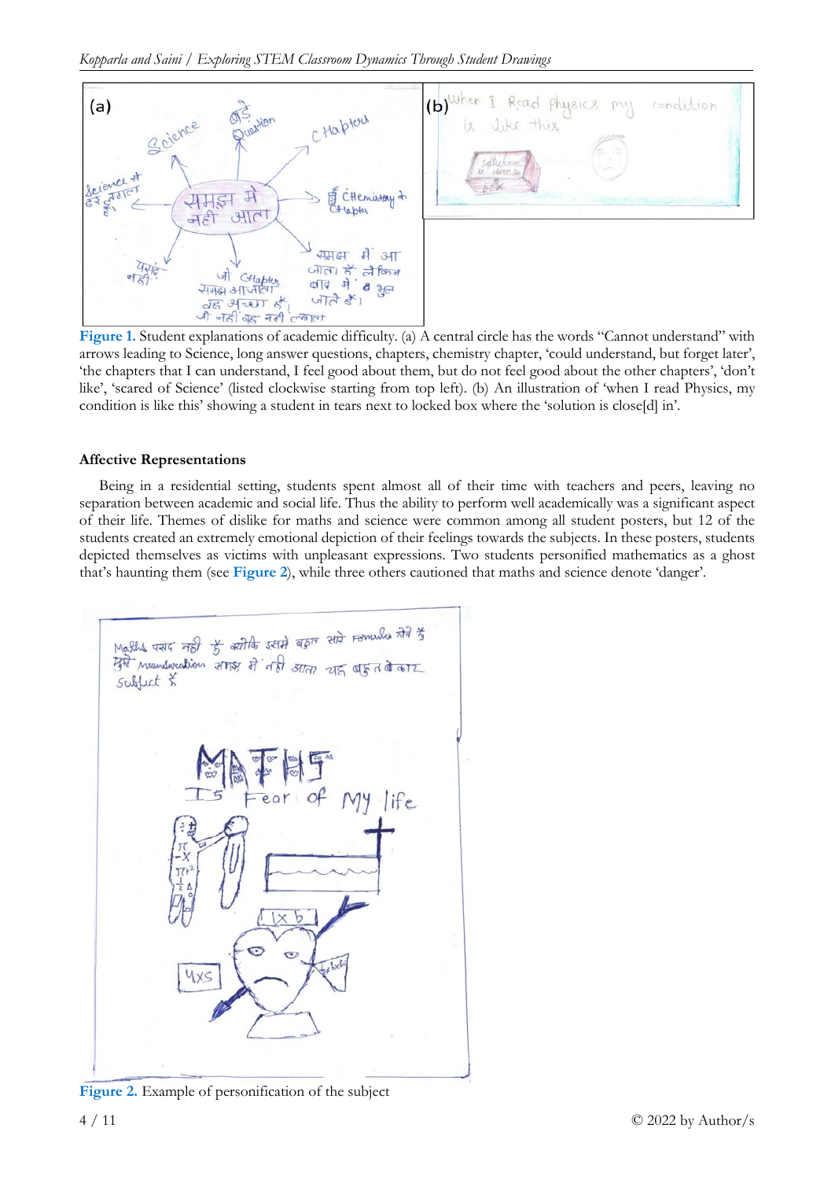**Figure 1.** Student explanations of academic difficulty. (a) A central circle has the words "Cannot understand" with arrows leading to Science, long answer questions, chapters, chemistry chapter, 'could understand, but forget later', 'the chapters that I can understand, I feel good about them, but do not feel good about the other chapters', 'don't like', 'scared of Science' (listed clockwise starting from top left). (b) An illustration of 'when I read Physics, my condition is like this' showing a student in tears next to locked box where the 'solution is close[d] in'.

### Affective Representations

Being in a residential setting, students spent almost all of their time with teachers and peers, leaving no separation between academic and social life. Thus the ability to perform well academically was a significant aspect of their life. Themes of dislike for maths and science were common among all student posters, but 12 of the students created an extremely emotional depiction of their feelings towards the subjects. In these posters, students depicted themselves as victims with unpleasant expressions. Two students personified mathematics as a ghost that's haunting them (see **Figure 2**), while three others cautioned that maths and science denote 'danger'.

**Figure 2.** Example of personification of the subject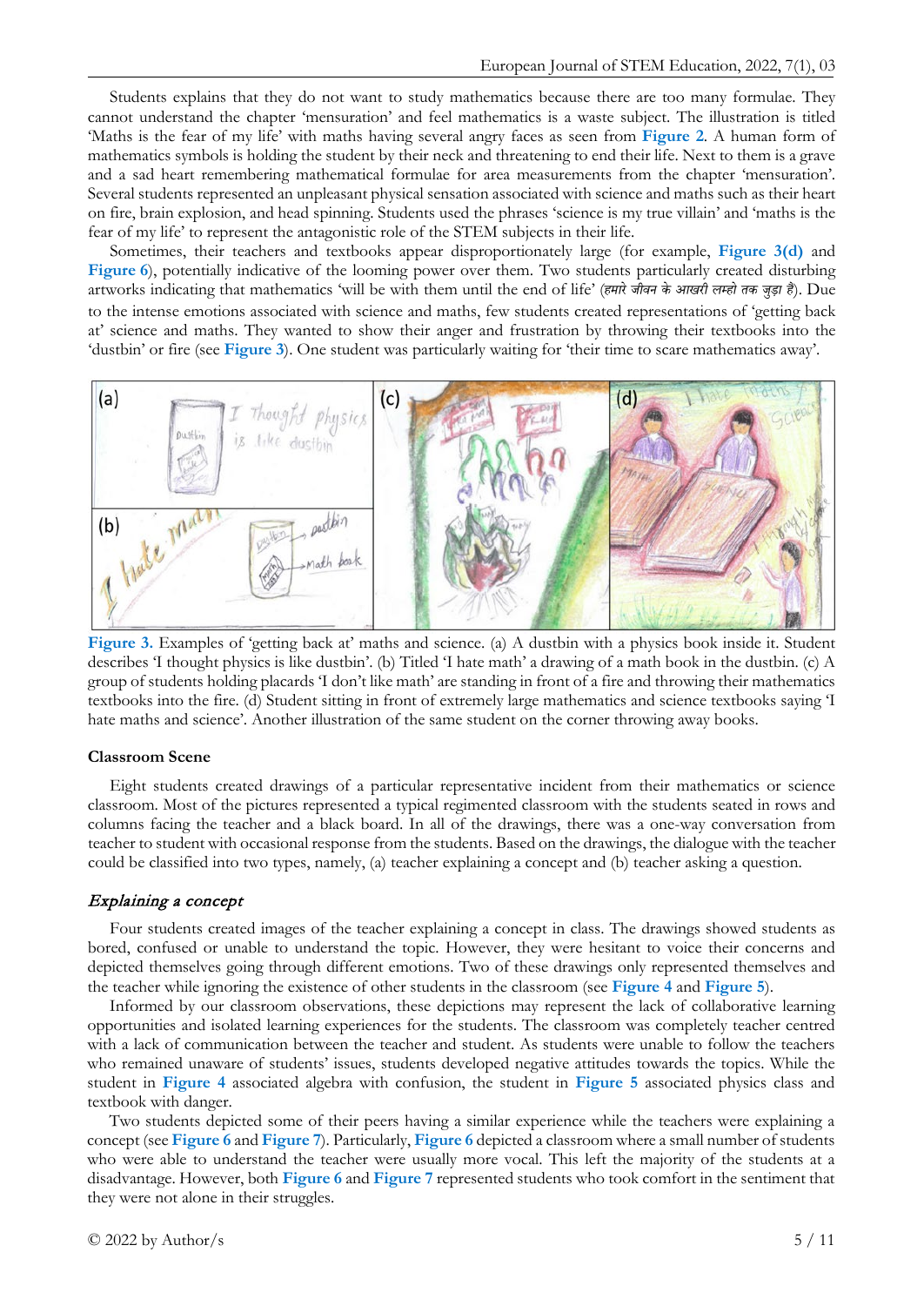Students explains that they do not want to study mathematics because there are too many formulae. They cannot understand the chapter 'mensuration' and feel mathematics is a waste subject. The illustration is titled 'Maths is the fear of my life' with maths having several angry faces as seen from **Figure 2**. A human form of mathematics symbols is holding the student by their neck and threatening to end their life. Next to them is a grave and a sad heart remembering mathematical formulae for area measurements from the chapter 'mensuration'. Several students represented an unpleasant physical sensation associated with science and maths such as their heart on fire, brain explosion, and head spinning. Students used the phrases 'science is my true villain' and 'maths is the fear of my life' to represent the antagonistic role of the STEM subjects in their life.

Sometimes, their teachers and textbooks appear disproportionately large (for example, **Figure 3(d)** and **Figure 6**), potentially indicative of the looming power over them. Two students particularly created disturbing artworks indicating that mathematics 'will be with them until the end of life' (*हमारे जीवन के आखरी लम्हो तक जुड़ा है*). Due to the intense emotions associated with science and maths, few students created representations of 'getting back at' science and maths. They wanted to show their anger and frustration by throwing their textbooks into the 'dustbin' or fire (see **Figure 3**). One student was particularly waiting for 'their time to scare mathematics away'.

**Figure 3.** Examples of 'getting back at' maths and science. (a) A dustbin with a physics book inside it. Student describes 'I thought physics is like dustbin'. (b) Titled 'I hate math' a drawing of a math book in the dustbin. (c) A group of students holding placards 'I don't like math' are standing in front of a fire and throwing their mathematics textbooks into the fire. (d) Student sitting in front of extremely large mathematics and science textbooks saying 'I hate maths and science'. Another illustration of the same student on the corner throwing away books.

**Classroom Scene**

Eight students created drawings of a particular representative incident from their mathematics or science classroom. Most of the pictures represented a typical regimented classroom with the students seated in rows and columns facing the teacher and a black board. In all of the drawings, there was a one-way conversation from teacher to student with occasional response from the students. Based on the drawings, the dialogue with the teacher could be classified into two types, namely, (a) teacher explaining a concept and (b) teacher asking a question.

*Explaining a concept*

Four students created images of the teacher explaining a concept in class. The drawings showed students as bored, confused or unable to understand the topic. However, they were hesitant to voice their concerns and depicted themselves going through different emotions. Two of these drawings only represented themselves and the teacher while ignoring the existence of other students in the classroom (see **Figure 4** and **Figure 5**).

Informed by our classroom observations, these depictions may represent the lack of collaborative learning opportunities and isolated learning experiences for the students. The classroom was completely teacher centred with a lack of communication between the teacher and student. As students were unable to follow the teachers who remained unaware of students' issues, students developed negative attitudes towards the topics. While the student in **Figure 4** associated algebra with confusion, the student in **Figure 5** associated physics class and textbook with danger.

Two students depicted some of their peers having a similar experience while the teachers were explaining a concept (see **Figure 6** and **Figure 7**). Particularly, **Figure 6** depicted a classroom where a small number of students who were able to understand the teacher were usually more vocal. This left the majority of the students at a disadvantage. However, both **Figure 6** and **Figure 7** represented students who took comfort in the sentiment that they were not alone in their struggles.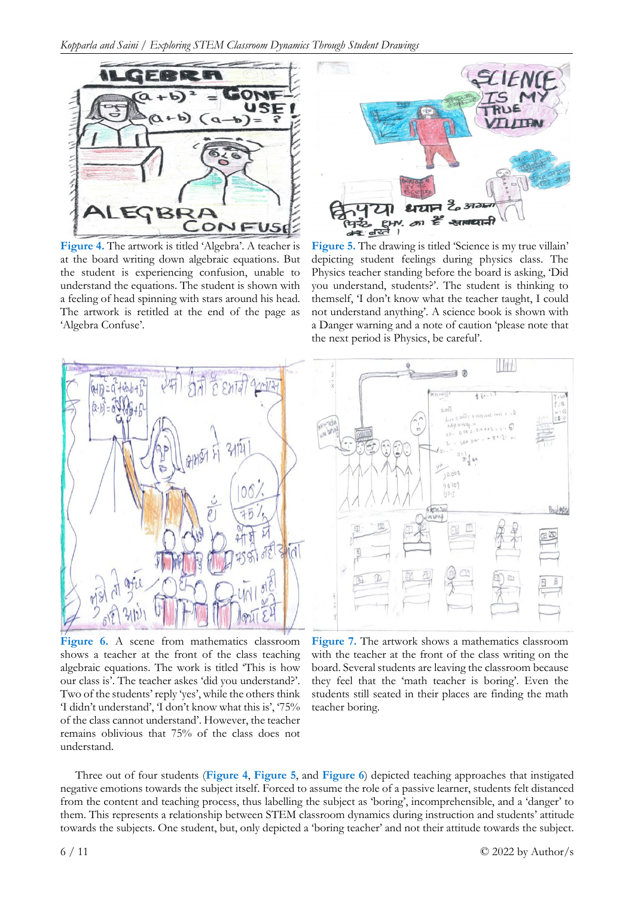**Figure 4.** The artwork is titled 'Algebra'. A teacher is at the board writing down algebraic equations. But the student is experiencing confusion, unable to understand the equations. The student is shown with a feeling of head spinning with stars around his head. The artwork is retitled at the end of the page as 'Algebra Confuse'.

**Figure 5.** The drawing is titled 'Science is my true villain' depicting student feelings during physics class. The Physics teacher standing before the board is asking, 'Did you understand, students?'. The student is thinking to themself, 'I don't know what the teacher taught, I could not understand anything'. A science book is shown with a Danger warning and a note of caution 'please note that the next period is Physics, be careful'.

**Figure 6.** A scene from mathematics classroom shows a teacher at the front of the class teaching algebraic equations. The work is titled 'This is how our class is'. The teacher askes 'did you understand?'. Two of the students' reply 'yes', while the others think 'I didn't understand', 'I don't know what this is', '75% of the class cannot understand'. However, the teacher remains oblivious that 75% of the class does not understand.

**Figure 7.** The artwork shows a mathematics classroom with the teacher at the front of the class writing on the board. Several students are leaving the classroom because they feel that the 'math teacher is boring'. Even the students still seated in their places are finding the math teacher boring.

Three out of four students (Figure 4, Figure 5, and Figure 6) depicted teaching approaches that instigated negative emotions towards the subject itself. Forced to assume the role of a passive learner, students felt distanced from the content and teaching process, thus labelling the subject as 'boring', incomprehensible, and a 'danger' to them. This represents a relationship between STEM classroom dynamics during instruction and students' attitude towards the subjects. One student, but, only depicted a 'boring teacher' and not their attitude towards the subject.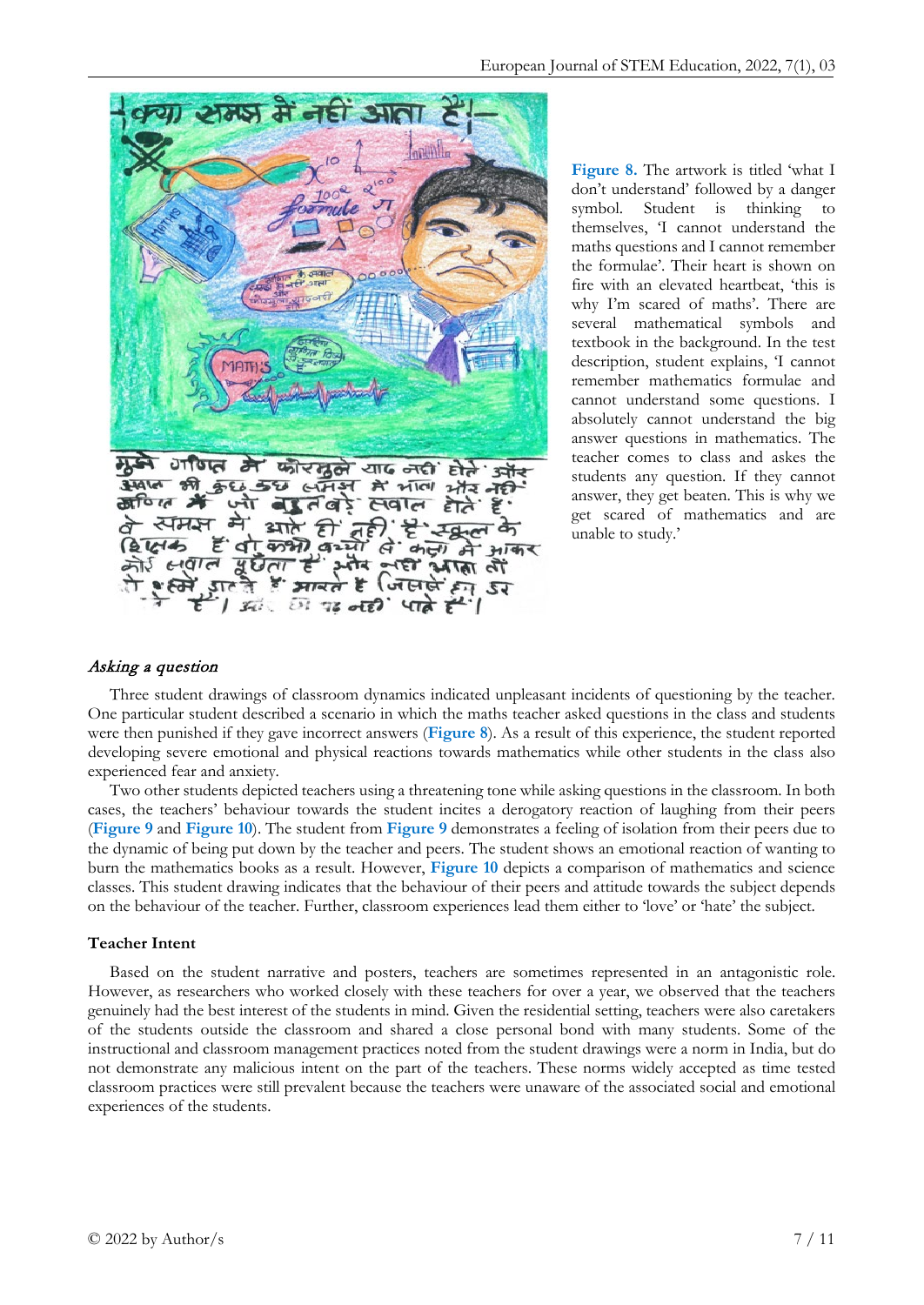Figure 8. The artwork is titled 'what I don't understand' followed by a danger symbol. Student is thinking to themselves, 'I cannot understand the maths questions and I cannot remember the formulae'. Their heart is shown on fire with an elevated heartbeat, 'this is why I'm scared of maths'. There are several mathematical symbols and textbook in the background. In the test description, student explains, 'I cannot remember mathematics formulae and cannot understand some questions. I absolutely cannot understand the big answer questions in mathematics. The teacher comes to class and askes the students any question. If they cannot answer, they get beaten. This is why we get scared of mathematics and are unable to study.'

### *Asking a question*

Three student drawings of classroom dynamics indicated unpleasant incidents of questioning by the teacher. One particular student described a scenario in which the maths teacher asked questions in the class and students were then punished if they gave incorrect answers (**Figure 8**). As a result of this experience, the student reported developing severe emotional and physical reactions towards mathematics while other students in the class also experienced fear and anxiety.

Two other students depicted teachers using a threatening tone while asking questions in the classroom. In both cases, the teachers' behaviour towards the student incites a derogatory reaction of laughing from their peers (**Figure 9** and **Figure 10**). The student from **Figure 9** demonstrates a feeling of isolation from their peers due to the dynamic of being put down by the teacher and peers. The student shows an emotional reaction of wanting to burn the mathematics books as a result. However, **Figure 10** depicts a comparison of mathematics and science classes. This student drawing indicates that the behaviour of their peers and attitude towards the subject depends on the behaviour of the teacher. Further, classroom experiences lead them either to 'love' or 'hate' the subject.

### Teacher Intent

Based on the student narrative and posters, teachers are sometimes represented in an antagonistic role. However, as researchers who worked closely with these teachers for over a year, we observed that the teachers genuinely had the best interest of the students in mind. Given the residential setting, teachers were also caretakers of the students outside the classroom and shared a close personal bond with many students. Some of the instructional and classroom management practices noted from the student drawings were a norm in India, but do not demonstrate any malicious intent on the part of the teachers. These norms widely accepted as time tested classroom practices were still prevalent because the teachers were unaware of the associated social and emotional experiences of the students.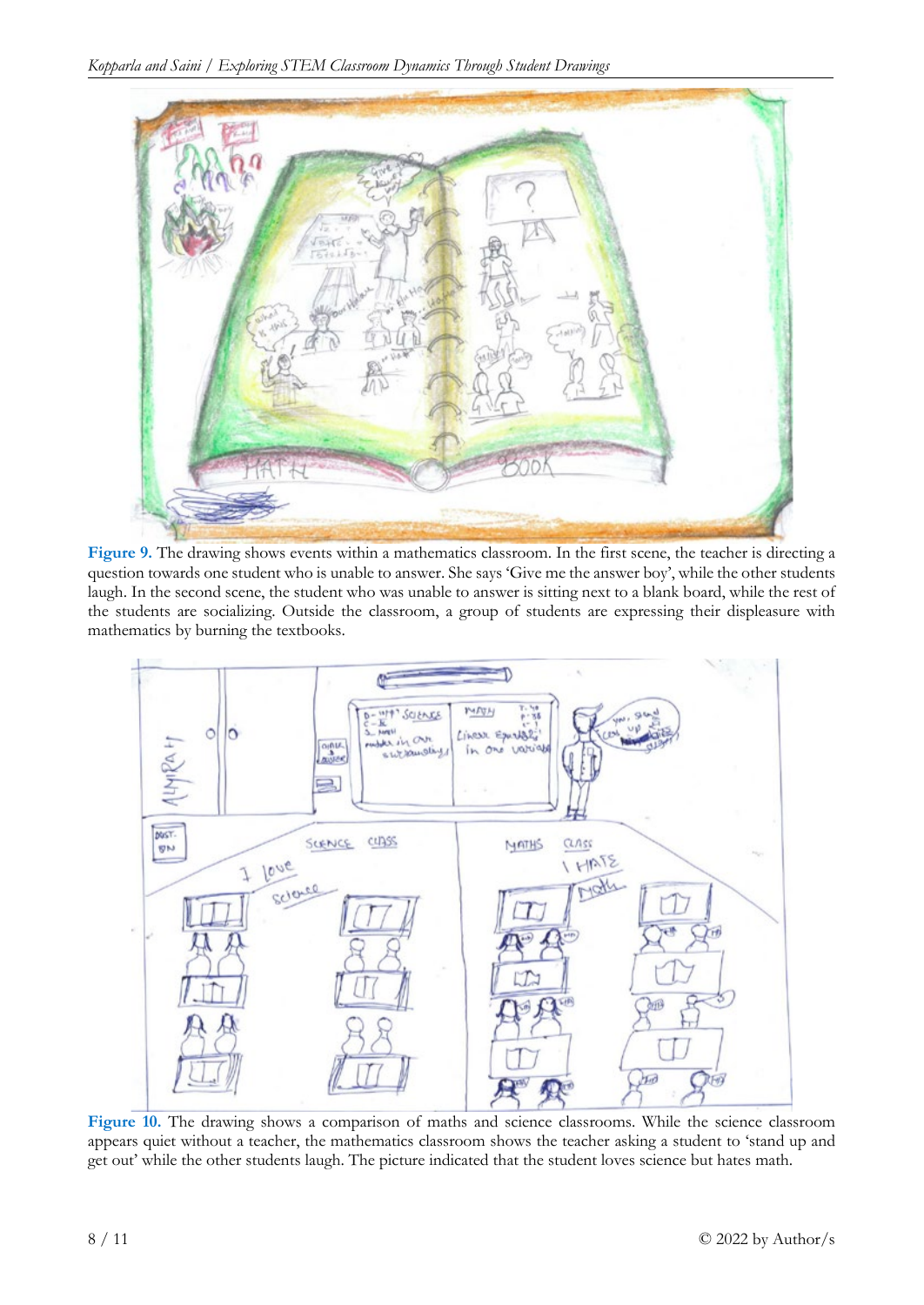**Figure 9.** The drawing shows events within a mathematics classroom. In the first scene, the teacher is directing a question towards one student who is unable to answer. She says 'Give me the answer boy', while the other students laugh. In the second scene, the student who was unable to answer is sitting next to a blank board, while the rest of the students are socializing. Outside the classroom, a group of students are expressing their displeasure with mathematics by burning the textbooks.

**Figure 10.** The drawing shows a comparison of maths and science classrooms. While the science classroom appears quiet without a teacher, the mathematics classroom shows the teacher asking a student to 'stand up and get out' while the other students laugh. The picture indicated that the student loves science but hates math.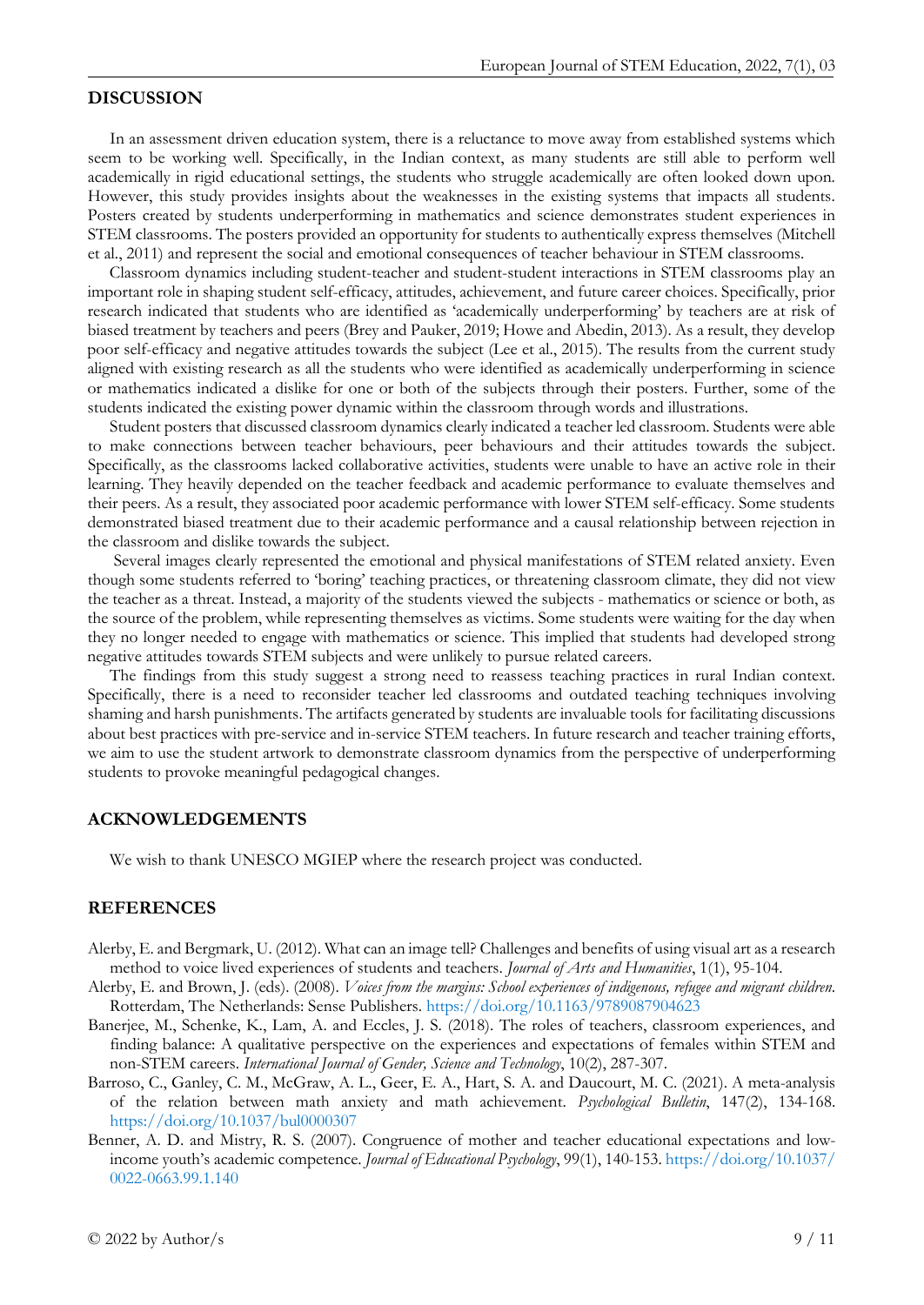## DISCUSSION

In an assessment driven education system, there is a reluctance to move away from established systems which seem to be working well. Specifically, in the Indian context, as many students are still able to perform well academically in rigid educational settings, the students who struggle academically are often looked down upon. However, this study provides insights about the weaknesses in the existing systems that impacts all students. Posters created by students underperforming in mathematics and science demonstrates student experiences in STEM classrooms. The posters provided an opportunity for students to authentically express themselves (Mitchell et al., 2011) and represent the social and emotional consequences of teacher behaviour in STEM classrooms.

Classroom dynamics including student-teacher and student-student interactions in STEM classrooms play an important role in shaping student self-efficacy, attitudes, achievement, and future career choices. Specifically, prior research indicated that students who are identified as 'academically underperforming' by teachers are at risk of biased treatment by teachers and peers (Brey and Pauker, 2019; Howe and Abedin, 2013). As a result, they develop poor self-efficacy and negative attitudes towards the subject (Lee et al., 2015). The results from the current study aligned with existing research as all the students who were identified as academically underperforming in science or mathematics indicated a dislike for one or both of the subjects through their posters. Further, some of the students indicated the existing power dynamic within the classroom through words and illustrations.

Student posters that discussed classroom dynamics clearly indicated a teacher led classroom. Students were able to make connections between teacher behaviours, peer behaviours and their attitudes towards the subject. Specifically, as the classrooms lacked collaborative activities, students were unable to have an active role in their learning. They heavily depended on the teacher feedback and academic performance to evaluate themselves and their peers. As a result, they associated poor academic performance with lower STEM self-efficacy. Some students demonstrated biased treatment due to their academic performance and a causal relationship between rejection in the classroom and dislike towards the subject.

Several images clearly represented the emotional and physical manifestations of STEM related anxiety. Even though some students referred to 'boring' teaching practices, or threatening classroom climate, they did not view the teacher as a threat. Instead, a majority of the students viewed the subjects - mathematics or science or both, as the source of the problem, while representing themselves as victims. Some students were waiting for the day when they no longer needed to engage with mathematics or science. This implied that students had developed strong negative attitudes towards STEM subjects and were unlikely to pursue related careers.

The findings from this study suggest a strong need to reassess teaching practices in rural Indian context. Specifically, there is a need to reconsider teacher led classrooms and outdated teaching techniques involving shaming and harsh punishments. The artifacts generated by students are invaluable tools for facilitating discussions about best practices with pre-service and in-service STEM teachers. In future research and teacher training efforts, we aim to use the student artwork to demonstrate classroom dynamics from the perspective of underperforming students to provoke meaningful pedagogical changes.

## ACKNOWLEDGEMENTS

We wish to thank UNESCO MGIEP where the research project was conducted.

## REFERENCES

Alerby, E. and Bergmark, U. (2012). What can an image tell? Challenges and benefits of using visual art as a research method to voice lived experiences of students and teachers. *Journal of Arts and Humanities*, 1(1), 95-104.

Alerby, E. and Brown, J. (eds). (2008). *Voices from the margins: School experiences of indigenous, refugee and migrant children*. Rotterdam, The Netherlands: Sense Publishers. https://doi.org/10.1163/9789087904623

Banerjee, M., Schenke, K., Lam, A. and Eccles, J. S. (2018). The roles of teachers, classroom experiences, and finding balance: A qualitative perspective on the experiences and expectations of females within STEM and non-STEM careers. *International Journal of Gender, Science and Technology*, 10(2), 287-307.

Barroso, C., Ganley, C. M., McGraw, A. L., Geer, E. A., Hart, S. A. and Daucourt, M. C. (2021). A meta-analysis of the relation between math anxiety and math achievement. *Psychological Bulletin*, 147(2), 134-168. https://doi.org/10.1037/bul0000307

Benner, A. D. and Mistry, R. S. (2007). Congruence of mother and teacher educational expectations and low-income youth's academic competence. *Journal of Educational Psychology*, 99(1), 140-153. https://doi.org/10.1037/0022-0663.99.1.140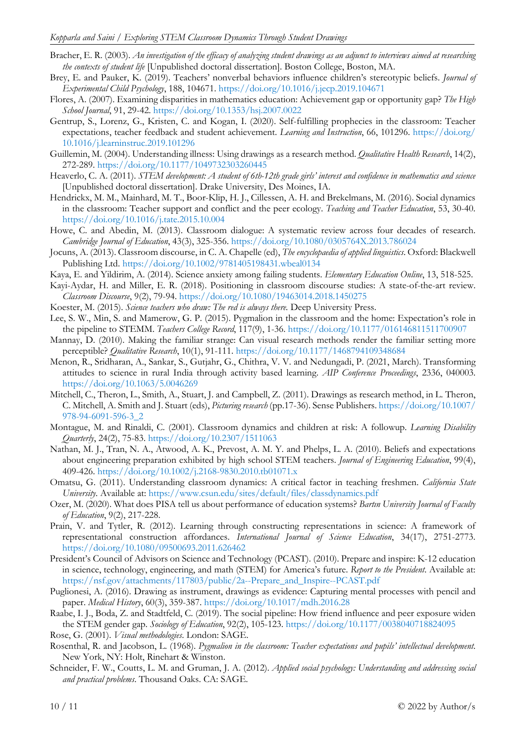Bracher, E. R. (2003). *An investigation of the efficacy of analyzing student drawings as an adjunct to interviews aimed at researching the contexts of student life* [Unpublished doctoral dissertation]. Boston College, Boston, MA.

Brey, E. and Pauker, K. (2019). Teachers' nonverbal behaviors influence children's stereotypic beliefs. *Journal of Experimental Child Psychology*, 188, 104671. https://doi.org/10.1016/j.jecp.2019.104671

Flores, A. (2007). Examining disparities in mathematics education: Achievement gap or opportunity gap? *The High School Journal*, 91, 29-42. https://doi.org/10.1353/hsj.2007.0022

Gentrup, S., Lorenz, G., Kristen, C. and Kogan, I. (2020). Self-fulfilling prophecies in the classroom: Teacher expectations, teacher feedback and student achievement. *Learning and Instruction*, 66, 101296. https://doi.org/10.1016/j.learninstruc.2019.101296

Guillemin, M. (2004). Understanding illness: Using drawings as a research method. *Qualitative Health Research*, 14(2), 272-289. https://doi.org/10.1177/1049732303260445

Heaverlo, C. A. (2011). *STEM development: A student of 6th-12th grade girls' interest and confidence in mathematics and science* [Unpublished doctoral dissertation]. Drake University, Des Moines, IA.

Hendrickx, M. M., Mainhard, M. T., Boor-Klip, H. J., Cillessen, A. H. and Brekelmans, M. (2016). Social dynamics in the classroom: Teacher support and conflict and the peer ecology. *Teaching and Teacher Education*, 53, 30-40. https://doi.org/10.1016/j.tate.2015.10.004

Howe, C. and Abedin, M. (2013). Classroom dialogue: A systematic review across four decades of research. *Cambridge Journal of Education*, 43(3), 325-356. https://doi.org/10.1080/0305764X.2013.786024

Jocuns, A. (2013). Classroom discourse, in C. A. Chapelle (ed), *The encyclopaedia of applied linguistics*. Oxford: Blackwell Publishing Ltd. https://doi.org/10.1002/9781405198431.wbeal0134

Kaya, E. and Yildirim, A. (2014). Science anxiety among failing students. *Elementary Education Online*, 13, 518-525.

Kayi-Aydar, H. and Miller, E. R. (2018). Positioning in classroom discourse studies: A state-of-the-art review. *Classroom Discourse*, 9(2), 79-94. https://doi.org/10.1080/19463014.2018.1450275

Koester, M. (2015). *Science teachers who draw: The red is always there.* Deep University Press.

Lee, S. W., Min, S. and Mamerow, G. P. (2015). Pygmalion in the classroom and the home: Expectation's role in the pipeline to STEMM. *Teachers College Record*, 117(9), 1-36. https://doi.org/10.1177/016146811511700907

Mannay, D. (2010). Making the familiar strange: Can visual research methods render the familiar setting more perceptible? *Qualitative Research*, 10(1), 91-111. https://doi.org/10.1177/1468794109348684

Menon, R., Sridharan, A., Sankar, S., Gutjahr, G., Chithra, V. V. and Nedungadi, P. (2021, March). Transforming attitudes to science in rural India through activity based learning. *AIP Conference Proceedings*, 2336, 040003. https://doi.org/10.1063/5.0046269

Mitchell, C., Theron, L., Smith, A., Stuart, J. and Campbell, Z. (2011). Drawings as research method, in L. Theron, C. Mitchell, A. Smith and J. Stuart (eds), *Picturing research* (pp.17-36). Sense Publishers. https://doi.org/10.1007/978-94-6091-596-3_2

Montague, M. and Rinaldi, C. (2001). Classroom dynamics and children at risk: A followup. *Learning Disability Quarterly*, 24(2), 75-83. https://doi.org/10.2307/1511063

Nathan, M. J., Tran, N. A., Atwood, A. K., Prevost, A. M. Y. and Phelps, L. A. (2010). Beliefs and expectations about engineering preparation exhibited by high school STEM teachers. *Journal of Engineering Education*, 99(4), 409-426. https://doi.org/10.1002/j.2168-9830.2010.tb01071.x

Omatsu, G. (2011). Understanding classroom dynamics: A critical factor in teaching freshmen. *California State University*. Available at: https://www.csun.edu/sites/default/files/classdynamics.pdf

Ozer, M. (2020). What does PISA tell us about performance of education systems? *Bartın University Journal of Faculty of Education*, 9(2), 217-228.

Prain, V. and Tytler, R. (2012). Learning through constructing representations in science: A framework of representational construction affordances. *International Journal of Science Education*, 34(17), 2751-2773. https://doi.org/10.1080/09500693.2011.626462

President's Council of Advisors on Science and Technology (PCAST). (2010). Prepare and inspire: K-12 education in science, technology, engineering, and math (STEM) for America's future. *Report to the President*. Available at: https://nsf.gov/attachments/117803/public/2a--Prepare_and_Inspire--PCAST.pdf

Puglionesi, A. (2016). Drawing as instrument, drawings as evidence: Capturing mental processes with pencil and paper. *Medical History*, 60(3), 359-387. https://doi.org/10.1017/mdh.2016.28

Raabe, I. J., Boda, Z. and Stadtfeld, C. (2019). The social pipeline: How friend influence and peer exposure widen the STEM gender gap. *Sociology of Education*, 92(2), 105-123. https://doi.org/10.1177/0038040718824095

Rose, G. (2001). *Visual methodologies*. London: SAGE.

Rosenthal, R. and Jacobson, L. (1968). *Pygmalion in the classroom: Teacher expectations and pupils' intellectual development*. New York, NY: Holt, Rinehart & Winston.

Schneider, F. W., Coutts, L. M. and Gruman, J. A. (2012). *Applied social psychology: Understanding and addressing social and practical problems*. Thousand Oaks. CA: SAGE.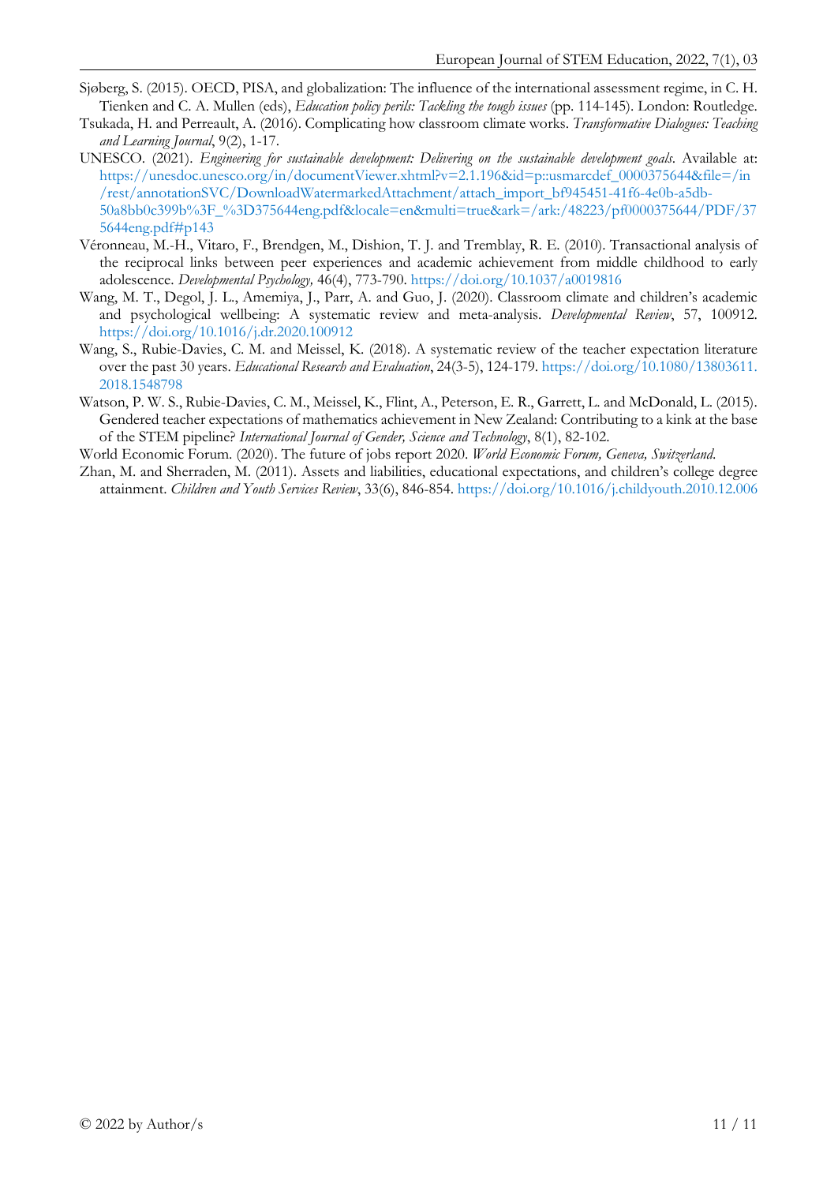Sjøberg, S. (2015). OECD, PISA, and globalization: The influence of the international assessment regime, in C. H. Tienken and C. A. Mullen (eds), *Education policy perils: Tackling the tough issues* (pp. 114-145). London: Routledge.

Tsukada, H. and Perreault, A. (2016). Complicating how classroom climate works. *Transformative Dialogues: Teaching and Learning Journal*, 9(2), 1-17.

UNESCO. (2021). *Engineering for sustainable development: Delivering on the sustainable development goals*. Available at: https://unesdoc.unesco.org/in/documentViewer.xhtml?v=2.1.196&id=p::usmarcdef_0000375644&file=/in/rest/annotationSVC/DownloadWatermarkedAttachment/attach_import_bf945451-41f6-4e0b-a5db-50a8bb0c399b%3F_%3D375644eng.pdf&locale=en&multi=true&ark=/ark:/48223/pf0000375644/PDF/375644eng.pdf#p143

Véronneau, M.-H., Vitaro, F., Brendgen, M., Dishion, T. J. and Tremblay, R. E. (2010). Transactional analysis of the reciprocal links between peer experiences and academic achievement from middle childhood to early adolescence. *Developmental Psychology,* 46(4), 773-790. https://doi.org/10.1037/a0019816

Wang, M. T., Degol, J. L., Amemiya, J., Parr, A. and Guo, J. (2020). Classroom climate and children's academic and psychological wellbeing: A systematic review and meta-analysis. *Developmental Review*, 57, 100912. https://doi.org/10.1016/j.dr.2020.100912

Wang, S., Rubie-Davies, C. M. and Meissel, K. (2018). A systematic review of the teacher expectation literature over the past 30 years. *Educational Research and Evaluation*, 24(3-5), 124-179. https://doi.org/10.1080/13803611.2018.1548798

Watson, P. W. S., Rubie-Davies, C. M., Meissel, K., Flint, A., Peterson, E. R., Garrett, L. and McDonald, L. (2015). Gendered teacher expectations of mathematics achievement in New Zealand: Contributing to a kink at the base of the STEM pipeline? *International Journal of Gender, Science and Technology*, 8(1), 82-102.

World Economic Forum. (2020). The future of jobs report 2020. *World Economic Forum, Geneva, Switzerland*.

Zhan, M. and Sherraden, M. (2011). Assets and liabilities, educational expectations, and children's college degree attainment. *Children and Youth Services Review*, 33(6), 846-854. https://doi.org/10.1016/j.childyouth.2010.12.006